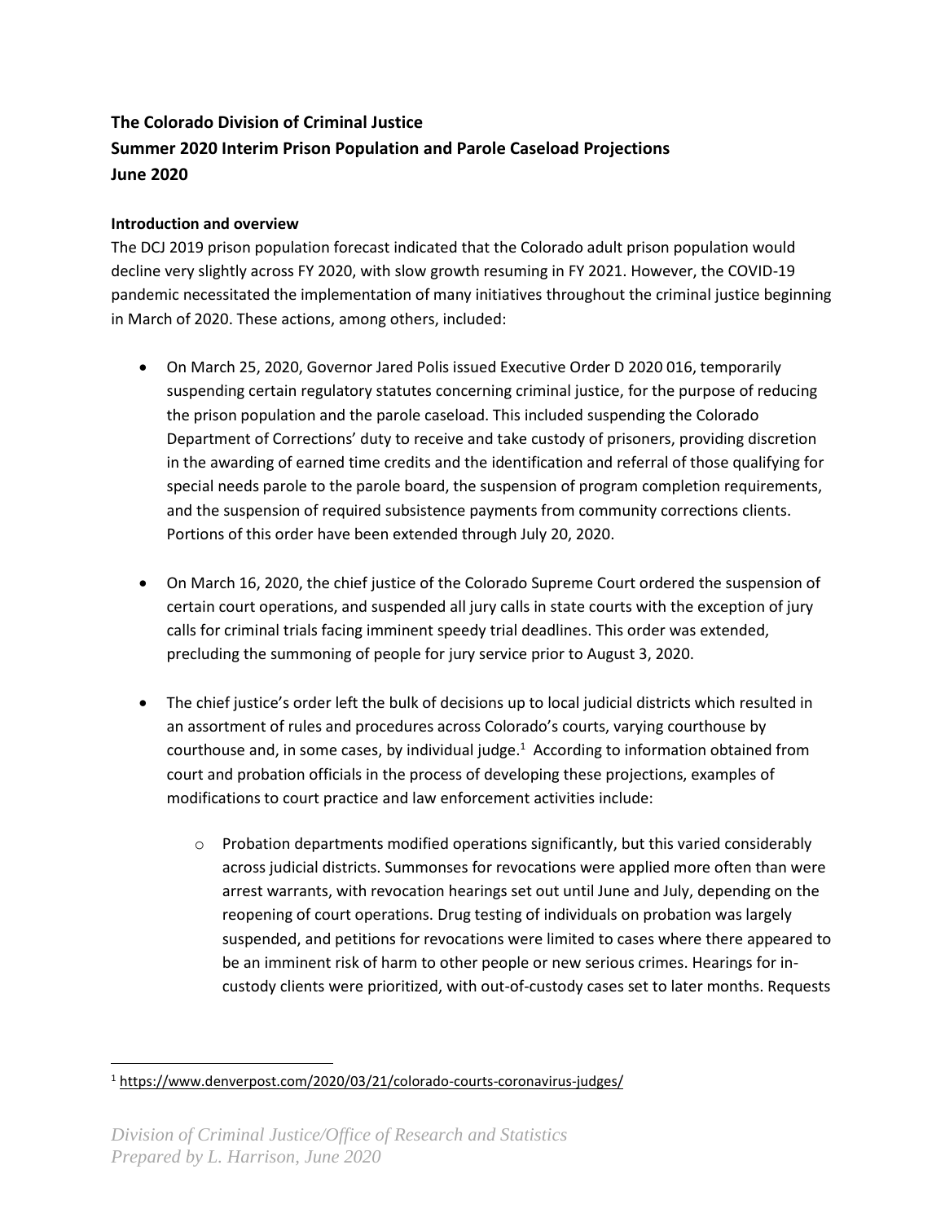**The Colorado Division of Criminal Justice**
**Summer 2020 Interim Prison Population and Parole Caseload Projections**
**June 2020**

**Introduction and overview**

The DCJ 2019 prison population forecast indicated that the Colorado adult prison population would decline very slightly across FY 2020, with slow growth resuming in FY 2021. However, the COVID-19 pandemic necessitated the implementation of many initiatives throughout the criminal justice beginning in March of 2020. These actions, among others, included:

- On March 25, 2020, Governor Jared Polis issued Executive Order D 2020 016, temporarily suspending certain regulatory statutes concerning criminal justice, for the purpose of reducing the prison population and the parole caseload. This included suspending the Colorado Department of Corrections' duty to receive and take custody of prisoners, providing discretion in the awarding of earned time credits and the identification and referral of those qualifying for special needs parole to the parole board, the suspension of program completion requirements, and the suspension of required subsistence payments from community corrections clients. Portions of this order have been extended through July 20, 2020.

- On March 16, 2020, the chief justice of the Colorado Supreme Court ordered the suspension of certain court operations, and suspended all jury calls in state courts with the exception of jury calls for criminal trials facing imminent speedy trial deadlines. This order was extended, precluding the summoning of people for jury service prior to August 3, 2020.

- The chief justice's order left the bulk of decisions up to local judicial districts which resulted in an assortment of rules and procedures across Colorado's courts, varying courthouse by courthouse and, in some cases, by individual judge.[1] According to information obtained from court and probation officials in the process of developing these projections, examples of modifications to court practice and law enforcement activities include:

  - Probation departments modified operations significantly, but this varied considerably across judicial districts. Summonses for revocations were applied more often than were arrest warrants, with revocation hearings set out until June and July, depending on the reopening of court operations. Drug testing of individuals on probation was largely suspended, and petitions for revocations were limited to cases where there appeared to be an imminent risk of harm to other people or new serious crimes. Hearings for in-custody clients were prioritized, with out-of-custody cases set to later months. Requests

[1] https://www.denverpost.com/2020/03/21/colorado-courts-coronavirus-judges/

*Division of Criminal Justice/Office of Research and Statistics*
*Prepared by L. Harrison, June 2020*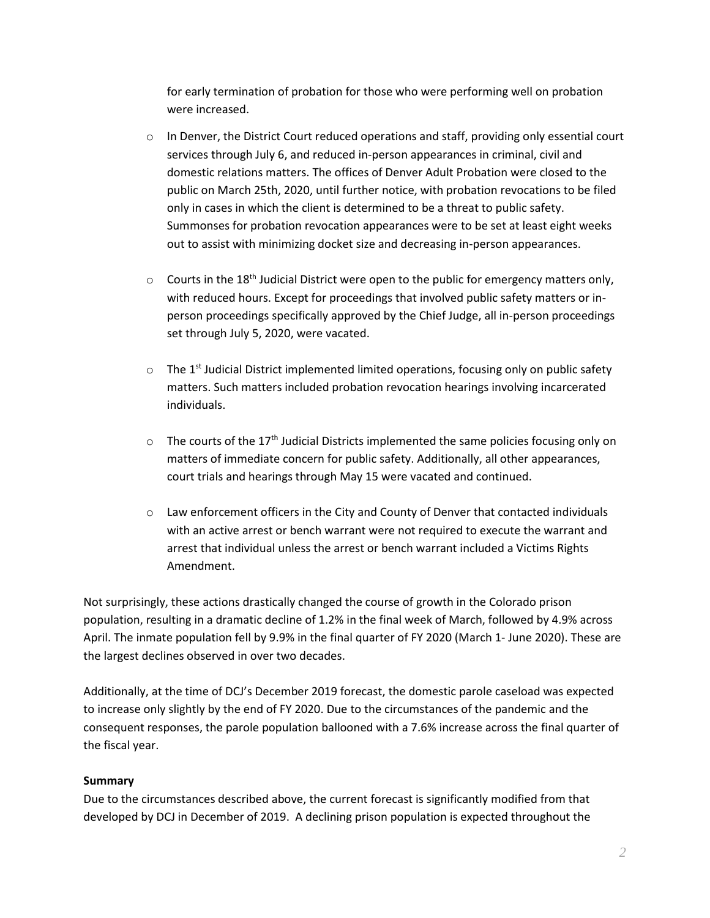for early termination of probation for those who were performing well on probation were increased.

- In Denver, the District Court reduced operations and staff, providing only essential court services through July 6, and reduced in-person appearances in criminal, civil and domestic relations matters. The offices of Denver Adult Probation were closed to the public on March 25th, 2020, until further notice, with probation revocations to be filed only in cases in which the client is determined to be a threat to public safety. Summonses for probation revocation appearances were to be set at least eight weeks out to assist with minimizing docket size and decreasing in-person appearances.

- Courts in the 18th Judicial District were open to the public for emergency matters only, with reduced hours. Except for proceedings that involved public safety matters or in-person proceedings specifically approved by the Chief Judge, all in-person proceedings set through July 5, 2020, were vacated.

- The 1st Judicial District implemented limited operations, focusing only on public safety matters. Such matters included probation revocation hearings involving incarcerated individuals.

- The courts of the 17th Judicial Districts implemented the same policies focusing only on matters of immediate concern for public safety. Additionally, all other appearances, court trials and hearings through May 15 were vacated and continued.

- Law enforcement officers in the City and County of Denver that contacted individuals with an active arrest or bench warrant were not required to execute the warrant and arrest that individual unless the arrest or bench warrant included a Victims Rights Amendment.

Not surprisingly, these actions drastically changed the course of growth in the Colorado prison population, resulting in a dramatic decline of 1.2% in the final week of March, followed by 4.9% across April. The inmate population fell by 9.9% in the final quarter of FY 2020 (March 1- June 2020). These are the largest declines observed in over two decades.

Additionally, at the time of DCJ's December 2019 forecast, the domestic parole caseload was expected to increase only slightly by the end of FY 2020. Due to the circumstances of the pandemic and the consequent responses, the parole population ballooned with a 7.6% increase across the final quarter of the fiscal year.

**Summary**

Due to the circumstances described above, the current forecast is significantly modified from that developed by DCJ in December of 2019. A declining prison population is expected throughout the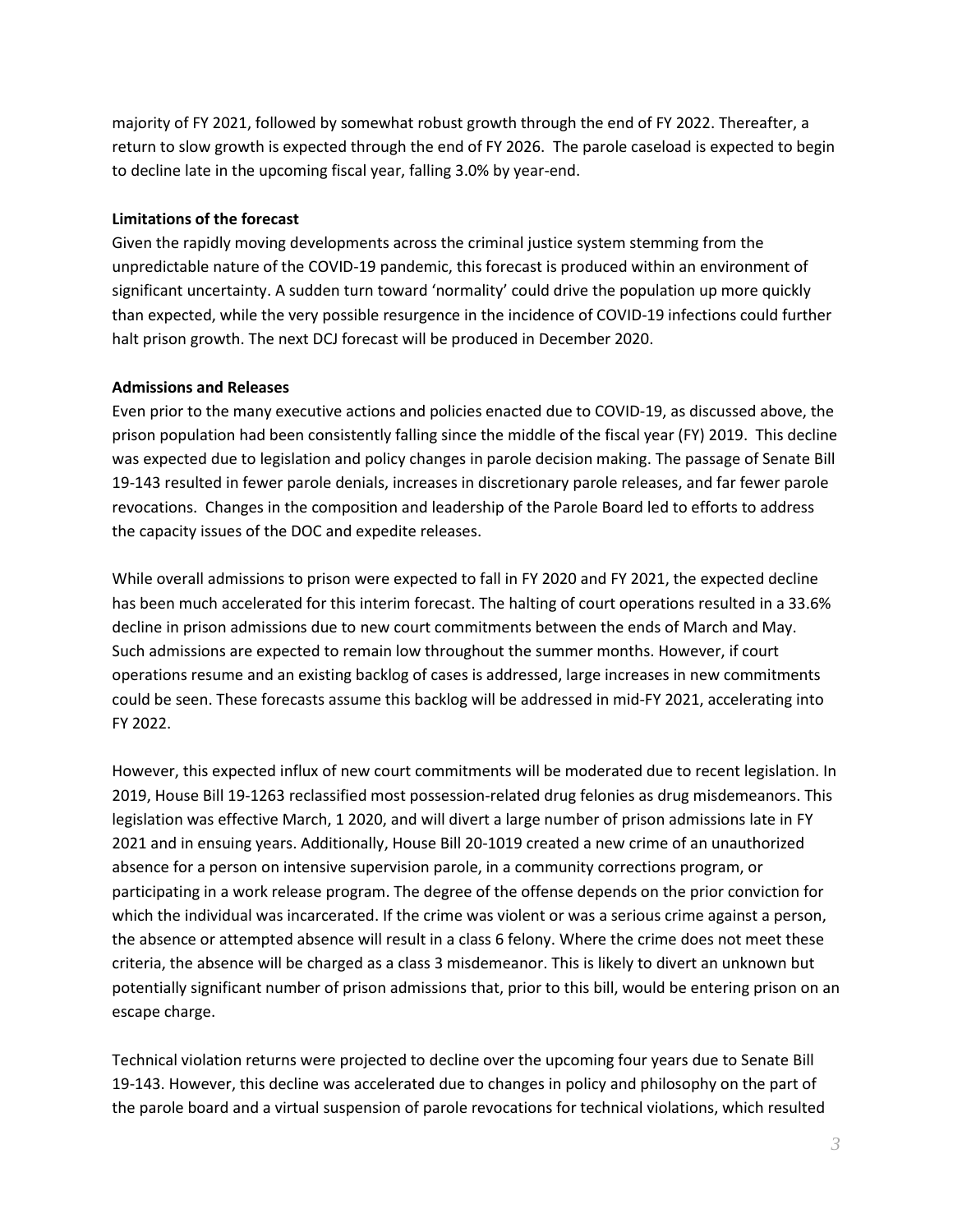majority of FY 2021, followed by somewhat robust growth through the end of FY 2022. Thereafter, a return to slow growth is expected through the end of FY 2026. The parole caseload is expected to begin to decline late in the upcoming fiscal year, falling 3.0% by year-end.

**Limitations of the forecast**

Given the rapidly moving developments across the criminal justice system stemming from the unpredictable nature of the COVID-19 pandemic, this forecast is produced within an environment of significant uncertainty. A sudden turn toward 'normality' could drive the population up more quickly than expected, while the very possible resurgence in the incidence of COVID-19 infections could further halt prison growth. The next DCJ forecast will be produced in December 2020.

**Admissions and Releases**

Even prior to the many executive actions and policies enacted due to COVID-19, as discussed above, the prison population had been consistently falling since the middle of the fiscal year (FY) 2019. This decline was expected due to legislation and policy changes in parole decision making. The passage of Senate Bill 19-143 resulted in fewer parole denials, increases in discretionary parole releases, and far fewer parole revocations. Changes in the composition and leadership of the Parole Board led to efforts to address the capacity issues of the DOC and expedite releases.

While overall admissions to prison were expected to fall in FY 2020 and FY 2021, the expected decline has been much accelerated for this interim forecast. The halting of court operations resulted in a 33.6% decline in prison admissions due to new court commitments between the ends of March and May. Such admissions are expected to remain low throughout the summer months. However, if court operations resume and an existing backlog of cases is addressed, large increases in new commitments could be seen. These forecasts assume this backlog will be addressed in mid-FY 2021, accelerating into FY 2022.

However, this expected influx of new court commitments will be moderated due to recent legislation. In 2019, House Bill 19-1263 reclassified most possession-related drug felonies as drug misdemeanors. This legislation was effective March, 1 2020, and will divert a large number of prison admissions late in FY 2021 and in ensuing years. Additionally, House Bill 20-1019 created a new crime of an unauthorized absence for a person on intensive supervision parole, in a community corrections program, or participating in a work release program. The degree of the offense depends on the prior conviction for which the individual was incarcerated. If the crime was violent or was a serious crime against a person, the absence or attempted absence will result in a class 6 felony. Where the crime does not meet these criteria, the absence will be charged as a class 3 misdemeanor. This is likely to divert an unknown but potentially significant number of prison admissions that, prior to this bill, would be entering prison on an escape charge.

Technical violation returns were projected to decline over the upcoming four years due to Senate Bill 19-143. However, this decline was accelerated due to changes in policy and philosophy on the part of the parole board and a virtual suspension of parole revocations for technical violations, which resulted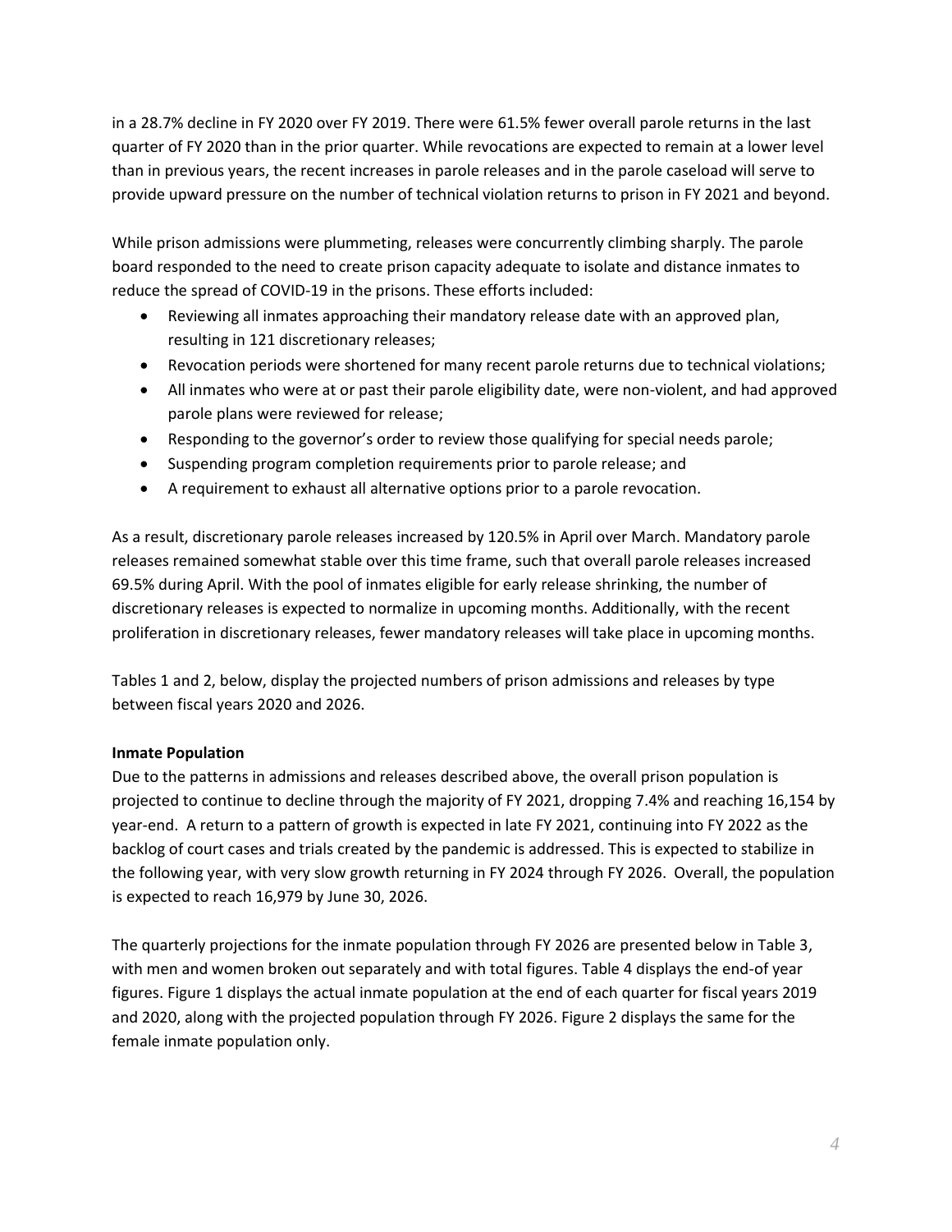in a 28.7% decline in FY 2020 over FY 2019. There were 61.5% fewer overall parole returns in the last quarter of FY 2020 than in the prior quarter. While revocations are expected to remain at a lower level than in previous years, the recent increases in parole releases and in the parole caseload will serve to provide upward pressure on the number of technical violation returns to prison in FY 2021 and beyond.

While prison admissions were plummeting, releases were concurrently climbing sharply. The parole board responded to the need to create prison capacity adequate to isolate and distance inmates to reduce the spread of COVID-19 in the prisons. These efforts included:

- Reviewing all inmates approaching their mandatory release date with an approved plan, resulting in 121 discretionary releases;
- Revocation periods were shortened for many recent parole returns due to technical violations;
- All inmates who were at or past their parole eligibility date, were non-violent, and had approved parole plans were reviewed for release;
- Responding to the governor's order to review those qualifying for special needs parole;
- Suspending program completion requirements prior to parole release; and
- A requirement to exhaust all alternative options prior to a parole revocation.

As a result, discretionary parole releases increased by 120.5% in April over March. Mandatory parole releases remained somewhat stable over this time frame, such that overall parole releases increased 69.5% during April. With the pool of inmates eligible for early release shrinking, the number of discretionary releases is expected to normalize in upcoming months. Additionally, with the recent proliferation in discretionary releases, fewer mandatory releases will take place in upcoming months.

Tables 1 and 2, below, display the projected numbers of prison admissions and releases by type between fiscal years 2020 and 2026.

**Inmate Population**

Due to the patterns in admissions and releases described above, the overall prison population is projected to continue to decline through the majority of FY 2021, dropping 7.4% and reaching 16,154 by year-end. A return to a pattern of growth is expected in late FY 2021, continuing into FY 2022 as the backlog of court cases and trials created by the pandemic is addressed. This is expected to stabilize in the following year, with very slow growth returning in FY 2024 through FY 2026. Overall, the population is expected to reach 16,979 by June 30, 2026.

The quarterly projections for the inmate population through FY 2026 are presented below in Table 3, with men and women broken out separately and with total figures. Table 4 displays the end-of year figures. Figure 1 displays the actual inmate population at the end of each quarter for fiscal years 2019 and 2020, along with the projected population through FY 2026. Figure 2 displays the same for the female inmate population only.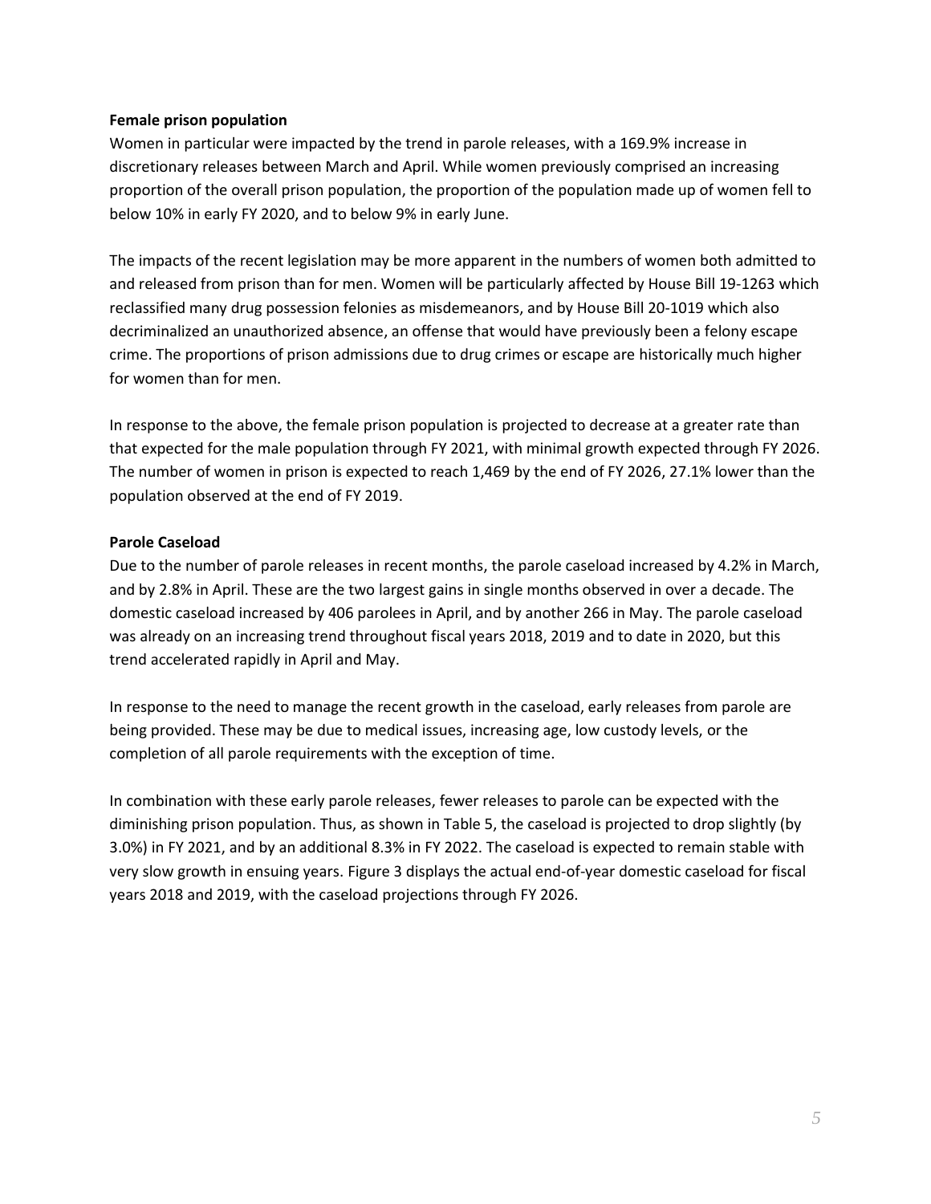**Female prison population**

Women in particular were impacted by the trend in parole releases, with a 169.9% increase in discretionary releases between March and April. While women previously comprised an increasing proportion of the overall prison population, the proportion of the population made up of women fell to below 10% in early FY 2020, and to below 9% in early June.

The impacts of the recent legislation may be more apparent in the numbers of women both admitted to and released from prison than for men. Women will be particularly affected by House Bill 19-1263 which reclassified many drug possession felonies as misdemeanors, and by House Bill 20-1019 which also decriminalized an unauthorized absence, an offense that would have previously been a felony escape crime. The proportions of prison admissions due to drug crimes or escape are historically much higher for women than for men.

In response to the above, the female prison population is projected to decrease at a greater rate than that expected for the male population through FY 2021, with minimal growth expected through FY 2026. The number of women in prison is expected to reach 1,469 by the end of FY 2026, 27.1% lower than the population observed at the end of FY 2019.

**Parole Caseload**

Due to the number of parole releases in recent months, the parole caseload increased by 4.2% in March, and by 2.8% in April. These are the two largest gains in single months observed in over a decade. The domestic caseload increased by 406 parolees in April, and by another 266 in May. The parole caseload was already on an increasing trend throughout fiscal years 2018, 2019 and to date in 2020, but this trend accelerated rapidly in April and May.

In response to the need to manage the recent growth in the caseload, early releases from parole are being provided. These may be due to medical issues, increasing age, low custody levels, or the completion of all parole requirements with the exception of time.

In combination with these early parole releases, fewer releases to parole can be expected with the diminishing prison population. Thus, as shown in Table 5, the caseload is projected to drop slightly (by 3.0%) in FY 2021, and by an additional 8.3% in FY 2022. The caseload is expected to remain stable with very slow growth in ensuing years. Figure 3 displays the actual end-of-year domestic caseload for fiscal years 2018 and 2019, with the caseload projections through FY 2026.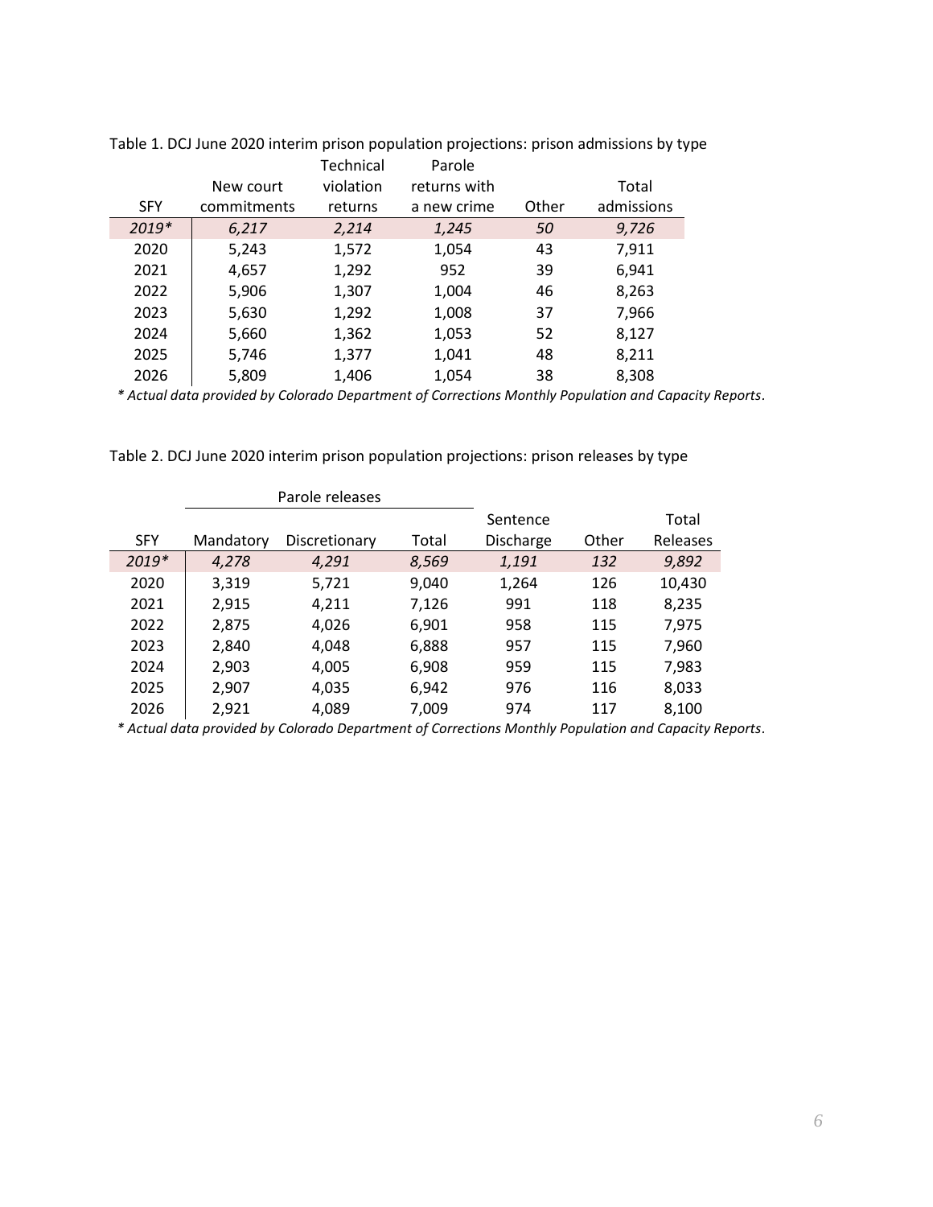Table 1. DCJ June 2020 interim prison population projections: prison admissions by type

| SFY | New court commitments | Technical violation returns | Parole returns with a new crime | Other | Total admissions |
|---|---|---|---|---|---|
| *2019** | *6,217* | *2,214* | *1,245* | *50* | *9,726* |
| 2020 | 5,243 | 1,572 | 1,054 | 43 | 7,911 |
| 2021 | 4,657 | 1,292 | 952 | 39 | 6,941 |
| 2022 | 5,906 | 1,307 | 1,004 | 46 | 8,263 |
| 2023 | 5,630 | 1,292 | 1,008 | 37 | 7,966 |
| 2024 | 5,660 | 1,362 | 1,053 | 52 | 8,127 |
| 2025 | 5,746 | 1,377 | 1,041 | 48 | 8,211 |
| 2026 | 5,809 | 1,406 | 1,054 | 38 | 8,308 |

*\* Actual data provided by Colorado Department of Corrections Monthly Population and Capacity Reports.*

Table 2. DCJ June 2020 interim prison population projections: prison releases by type

| | Parole releases | | | | | |
|---|---|---|---|---|---|---|
| SFY | Mandatory | Discretionary | Total | Sentence Discharge | Other | Total Releases |
| *2019** | *4,278* | *4,291* | *8,569* | *1,191* | *132* | *9,892* |
| 2020 | 3,319 | 5,721 | 9,040 | 1,264 | 126 | 10,430 |
| 2021 | 2,915 | 4,211 | 7,126 | 991 | 118 | 8,235 |
| 2022 | 2,875 | 4,026 | 6,901 | 958 | 115 | 7,975 |
| 2023 | 2,840 | 4,048 | 6,888 | 957 | 115 | 7,960 |
| 2024 | 2,903 | 4,005 | 6,908 | 959 | 115 | 7,983 |
| 2025 | 2,907 | 4,035 | 6,942 | 976 | 116 | 8,033 |
| 2026 | 2,921 | 4,089 | 7,009 | 974 | 117 | 8,100 |

*\* Actual data provided by Colorado Department of Corrections Monthly Population and Capacity Reports.*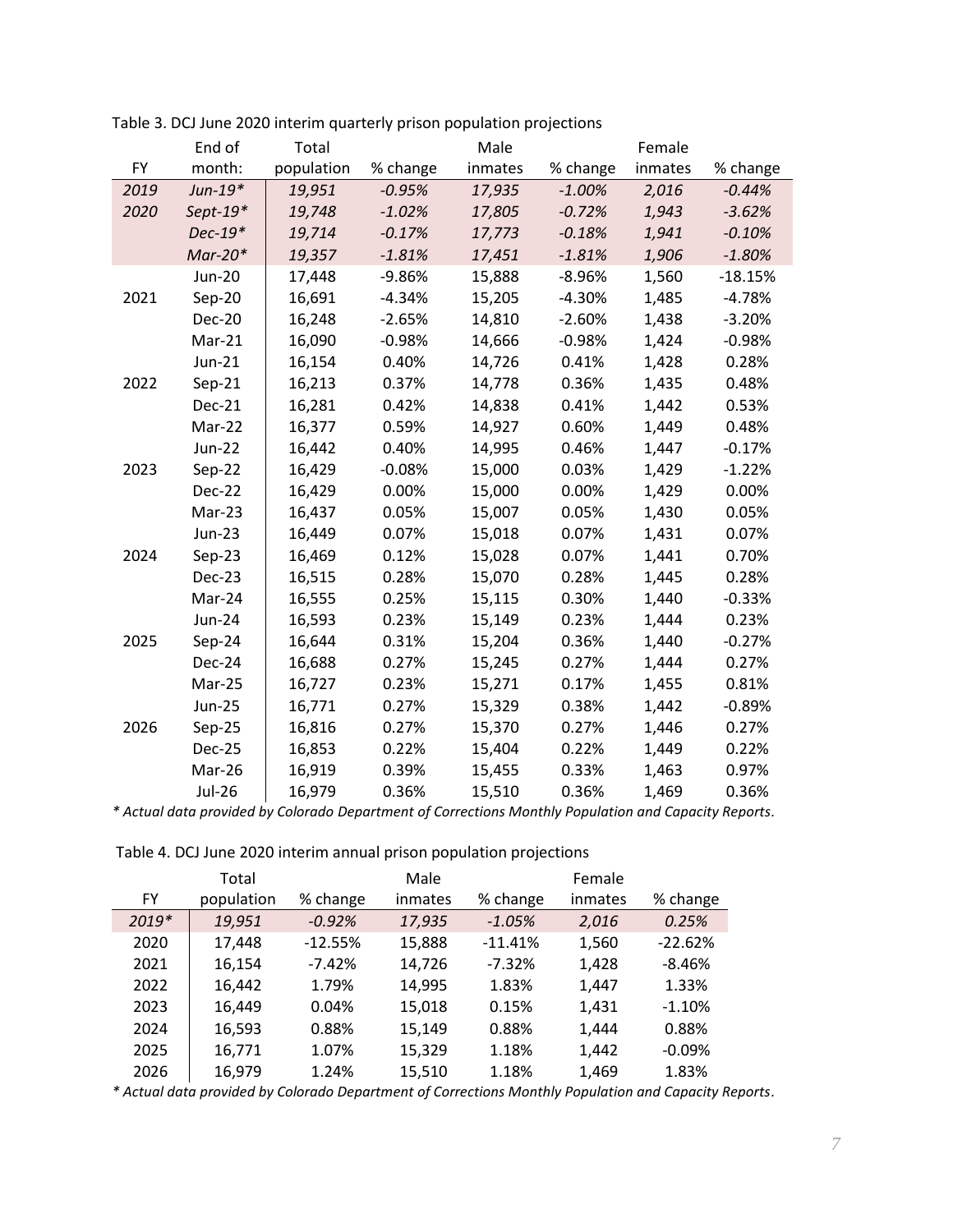Table 3. DCJ June 2020 interim quarterly prison population projections

| FY | End of month: | Total population | % change | Male inmates | % change | Female inmates | % change |
|---|---|---|---|---|---|---|---|
| *2019* | *Jun-19** | *19,951* | *-0.95%* | *17,935* | *-1.00%* | *2,016* | *-0.44%* |
| *2020* | *Sept-19** | *19,748* | *-1.02%* | *17,805* | *-0.72%* | *1,943* | *-3.62%* |
| | *Dec-19** | *19,714* | *-0.17%* | *17,773* | *-0.18%* | *1,941* | *-0.10%* |
| | *Mar-20** | *19,357* | *-1.81%* | *17,451* | *-1.81%* | *1,906* | *-1.80%* |
| | Jun-20 | 17,448 | -9.86% | 15,888 | -8.96% | 1,560 | -18.15% |
| 2021 | Sep-20 | 16,691 | -4.34% | 15,205 | -4.30% | 1,485 | -4.78% |
| | Dec-20 | 16,248 | -2.65% | 14,810 | -2.60% | 1,438 | -3.20% |
| | Mar-21 | 16,090 | -0.98% | 14,666 | -0.98% | 1,424 | -0.98% |
| | Jun-21 | 16,154 | 0.40% | 14,726 | 0.41% | 1,428 | 0.28% |
| 2022 | Sep-21 | 16,213 | 0.37% | 14,778 | 0.36% | 1,435 | 0.48% |
| | Dec-21 | 16,281 | 0.42% | 14,838 | 0.41% | 1,442 | 0.53% |
| | Mar-22 | 16,377 | 0.59% | 14,927 | 0.60% | 1,449 | 0.48% |
| | Jun-22 | 16,442 | 0.40% | 14,995 | 0.46% | 1,447 | -0.17% |
| 2023 | Sep-22 | 16,429 | -0.08% | 15,000 | 0.03% | 1,429 | -1.22% |
| | Dec-22 | 16,429 | 0.00% | 15,000 | 0.00% | 1,429 | 0.00% |
| | Mar-23 | 16,437 | 0.05% | 15,007 | 0.05% | 1,430 | 0.05% |
| | Jun-23 | 16,449 | 0.07% | 15,018 | 0.07% | 1,431 | 0.07% |
| 2024 | Sep-23 | 16,469 | 0.12% | 15,028 | 0.07% | 1,441 | 0.70% |
| | Dec-23 | 16,515 | 0.28% | 15,070 | 0.28% | 1,445 | 0.28% |
| | Mar-24 | 16,555 | 0.25% | 15,115 | 0.30% | 1,440 | -0.33% |
| | Jun-24 | 16,593 | 0.23% | 15,149 | 0.23% | 1,444 | 0.23% |
| 2025 | Sep-24 | 16,644 | 0.31% | 15,204 | 0.36% | 1,440 | -0.27% |
| | Dec-24 | 16,688 | 0.27% | 15,245 | 0.27% | 1,444 | 0.27% |
| | Mar-25 | 16,727 | 0.23% | 15,271 | 0.17% | 1,455 | 0.81% |
| | Jun-25 | 16,771 | 0.27% | 15,329 | 0.38% | 1,442 | -0.89% |
| 2026 | Sep-25 | 16,816 | 0.27% | 15,370 | 0.27% | 1,446 | 0.27% |
| | Dec-25 | 16,853 | 0.22% | 15,404 | 0.22% | 1,449 | 0.22% |
| | Mar-26 | 16,919 | 0.39% | 15,455 | 0.33% | 1,463 | 0.97% |
| | Jul-26 | 16,979 | 0.36% | 15,510 | 0.36% | 1,469 | 0.36% |

*\* Actual data provided by Colorado Department of Corrections Monthly Population and Capacity Reports.*

Table 4. DCJ June 2020 interim annual prison population projections

| FY | Total population | % change | Male inmates | % change | Female inmates | % change |
|---|---|---|---|---|---|---|
| *2019** | *19,951* | *-0.92%* | *17,935* | *-1.05%* | *2,016* | *0.25%* |
| 2020 | 17,448 | -12.55% | 15,888 | -11.41% | 1,560 | -22.62% |
| 2021 | 16,154 | -7.42% | 14,726 | -7.32% | 1,428 | -8.46% |
| 2022 | 16,442 | 1.79% | 14,995 | 1.83% | 1,447 | 1.33% |
| 2023 | 16,449 | 0.04% | 15,018 | 0.15% | 1,431 | -1.10% |
| 2024 | 16,593 | 0.88% | 15,149 | 0.88% | 1,444 | 0.88% |
| 2025 | 16,771 | 1.07% | 15,329 | 1.18% | 1,442 | -0.09% |
| 2026 | 16,979 | 1.24% | 15,510 | 1.18% | 1,469 | 1.83% |

*\* Actual data provided by Colorado Department of Corrections Monthly Population and Capacity Reports.*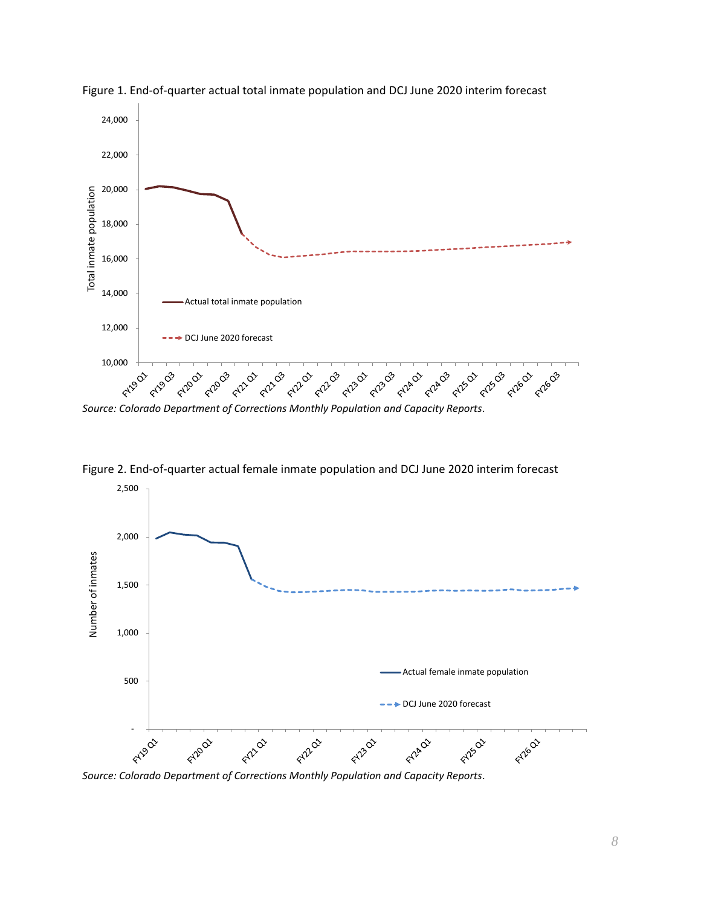Figure 1. End-of-quarter actual total inmate population and DCJ June 2020 interim forecast

*Source: Colorado Department of Corrections Monthly Population and Capacity Reports*.

Figure 2. End-of-quarter actual female inmate population and DCJ June 2020 interim forecast

*Source: Colorado Department of Corrections Monthly Population and Capacity Reports*.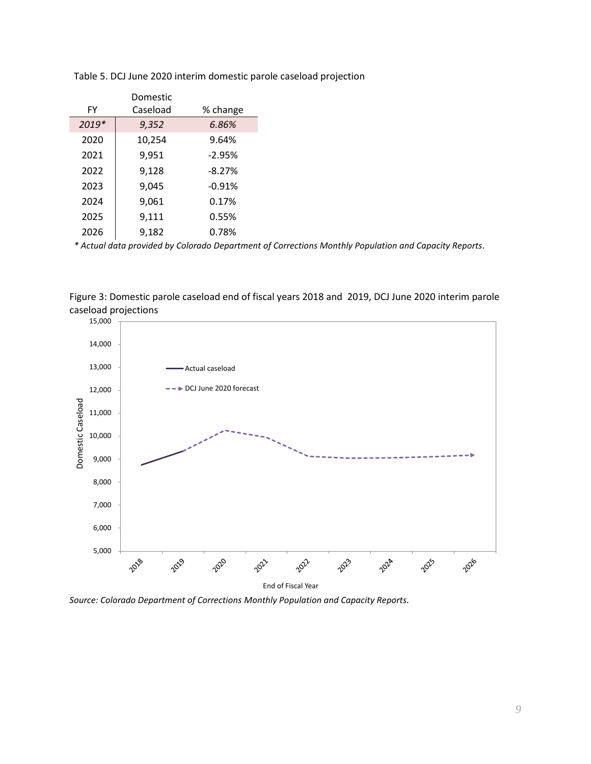Table 5. DCJ June 2020 interim domestic parole caseload projection

| FY | Domestic Caseload | % change |
|---|---|---|
| *2019** | *9,352* | *6.86%* |
| 2020 | 10,254 | 9.64% |
| 2021 | 9,951 | -2.95% |
| 2022 | 9,128 | -8.27% |
| 2023 | 9,045 | -0.91% |
| 2024 | 9,061 | 0.17% |
| 2025 | 9,111 | 0.55% |
| 2026 | 9,182 | 0.78% |

*\* Actual data provided by Colorado Department of Corrections Monthly Population and Capacity Reports.*

Figure 3: Domestic parole caseload end of fiscal years 2018 and 2019, DCJ June 2020 interim parole caseload projections

15,000
14,000
13,000
12,000
11,000
10,000
9,000
8,000
7,000
6,000
5,000

Domestic Caseload

Actual caseload
DCJ June 2020 forecast

2018
2019
2020
2021
2022
2023
2024
2025
2026

End of Fiscal Year

*Source: Colorado Department of Corrections Monthly Population and Capacity Reports.*